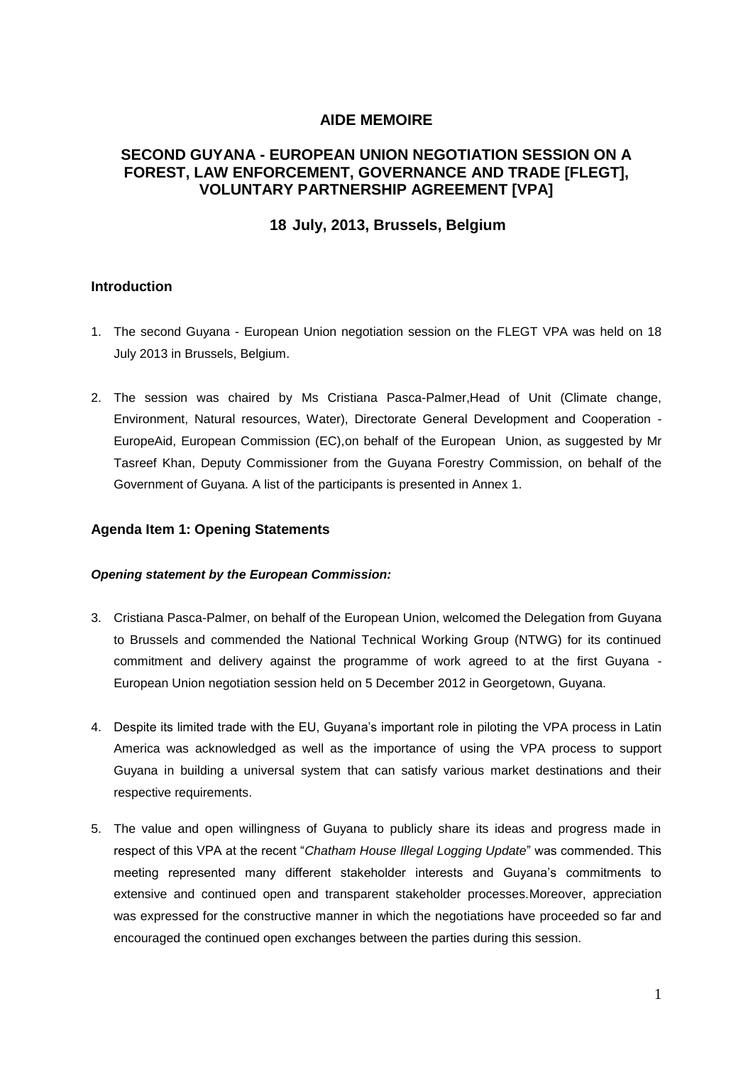# AIDE MEMOIRE

## SECOND GUYANA - EUROPEAN UNION NEGOTIATION SESSION ON A FOREST, LAW ENFORCEMENT, GOVERNANCE AND TRADE [FLEGT], VOLUNTARY PARTNERSHIP AGREEMENT [VPA]

### 18 July, 2013, Brussels, Belgium

### Introduction

1. The second Guyana - European Union negotiation session on the FLEGT VPA was held on 18 July 2013 in Brussels, Belgium.

2. The session was chaired by Ms Cristiana Pasca-Palmer,Head of Unit (Climate change, Environment, Natural resources, Water), Directorate General Development and Cooperation - EuropeAid, European Commission (EC),on behalf of the European Union, as suggested by Mr Tasreef Khan, Deputy Commissioner from the Guyana Forestry Commission, on behalf of the Government of Guyana. A list of the participants is presented in Annex 1.

### Agenda Item 1: Opening Statements

***Opening statement by the European Commission:***

3. Cristiana Pasca-Palmer, on behalf of the European Union, welcomed the Delegation from Guyana to Brussels and commended the National Technical Working Group (NTWG) for its continued commitment and delivery against the programme of work agreed to at the first Guyana - European Union negotiation session held on 5 December 2012 in Georgetown, Guyana.

4. Despite its limited trade with the EU, Guyana's important role in piloting the VPA process in Latin America was acknowledged as well as the importance of using the VPA process to support Guyana in building a universal system that can satisfy various market destinations and their respective requirements.

5. The value and open willingness of Guyana to publicly share its ideas and progress made in respect of this VPA at the recent "*Chatham House Illegal Logging Update*" was commended. This meeting represented many different stakeholder interests and Guyana's commitments to extensive and continued open and transparent stakeholder processes.Moreover, appreciation was expressed for the constructive manner in which the negotiations have proceeded so far and encouraged the continued open exchanges between the parties during this session.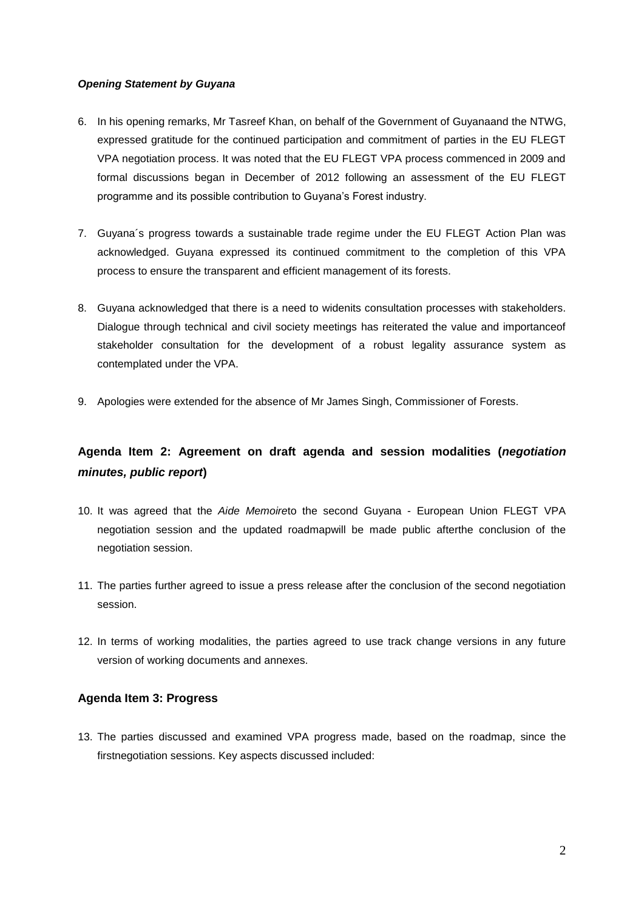***Opening Statement by Guyana***

6. In his opening remarks, Mr Tasreef Khan, on behalf of the Government of Guyanaand the NTWG, expressed gratitude for the continued participation and commitment of parties in the EU FLEGT VPA negotiation process. It was noted that the EU FLEGT VPA process commenced in 2009 and formal discussions began in December of 2012 following an assessment of the EU FLEGT programme and its possible contribution to Guyana's Forest industry.

7. Guyana´s progress towards a sustainable trade regime under the EU FLEGT Action Plan was acknowledged. Guyana expressed its continued commitment to the completion of this VPA process to ensure the transparent and efficient management of its forests.

8. Guyana acknowledged that there is a need to widenits consultation processes with stakeholders. Dialogue through technical and civil society meetings has reiterated the value and importanceof stakeholder consultation for the development of a robust legality assurance system as contemplated under the VPA.

9. Apologies were extended for the absence of Mr James Singh, Commissioner of Forests.

## Agenda Item 2: Agreement on draft agenda and session modalities (*negotiation minutes, public report*)

10. It was agreed that the *Aide Memoire*to the second Guyana - European Union FLEGT VPA negotiation session and the updated roadmapwill be made public afterthe conclusion of the negotiation session.

11. The parties further agreed to issue a press release after the conclusion of the second negotiation session.

12. In terms of working modalities, the parties agreed to use track change versions in any future version of working documents and annexes.

### Agenda Item 3: Progress

13. The parties discussed and examined VPA progress made, based on the roadmap, since the firstnegotiation sessions. Key aspects discussed included: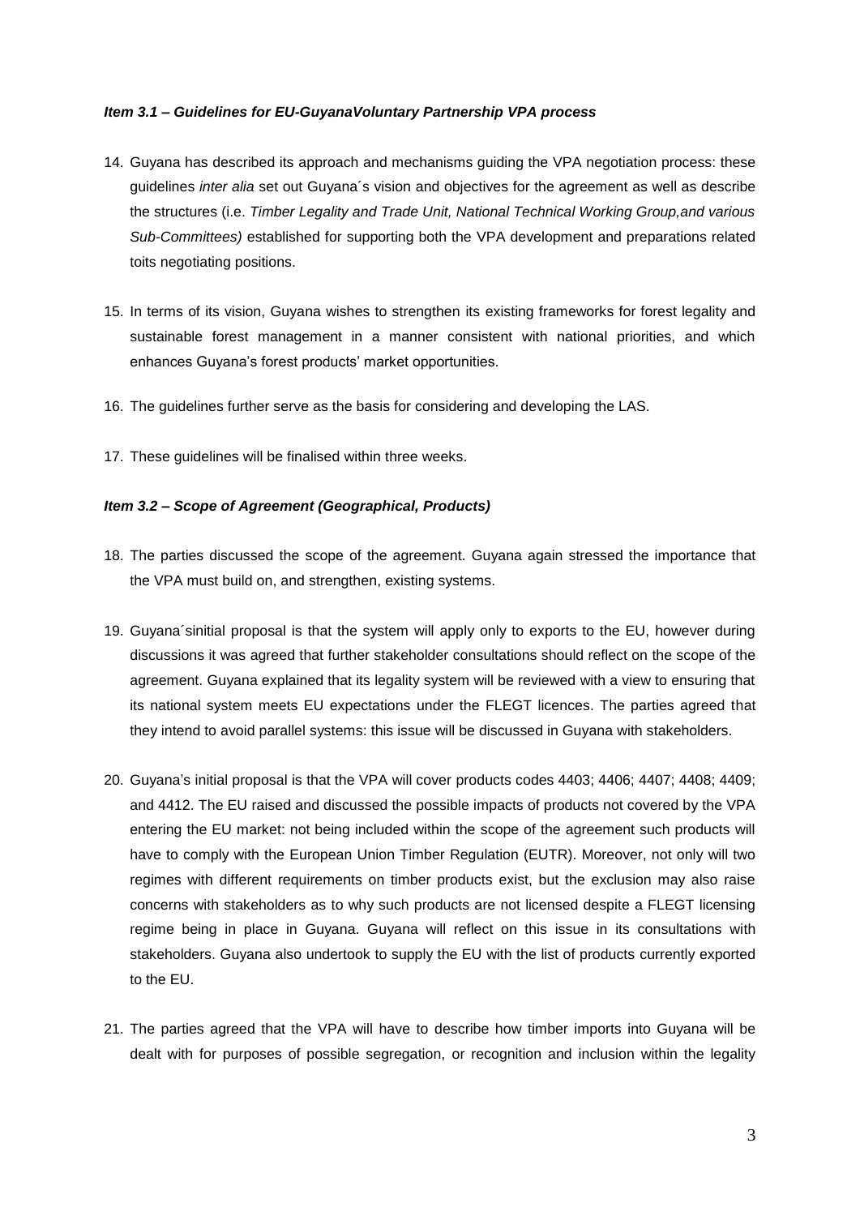### *Item 3.1 – Guidelines for EU-GuyanaVoluntary Partnership VPA process*

14. Guyana has described its approach and mechanisms guiding the VPA negotiation process: these guidelines *inter alia* set out Guyana´s vision and objectives for the agreement as well as describe the structures (i.e. *Timber Legality and Trade Unit, National Technical Working Group,and various Sub-Committees)* established for supporting both the VPA development and preparations related toits negotiating positions.

15. In terms of its vision, Guyana wishes to strengthen its existing frameworks for forest legality and sustainable forest management in a manner consistent with national priorities, and which enhances Guyana's forest products' market opportunities.

16. The guidelines further serve as the basis for considering and developing the LAS.

17. These guidelines will be finalised within three weeks.

### *Item 3.2 – Scope of Agreement (Geographical, Products)*

18. The parties discussed the scope of the agreement. Guyana again stressed the importance that the VPA must build on, and strengthen, existing systems.

19. Guyana´sinitial proposal is that the system will apply only to exports to the EU, however during discussions it was agreed that further stakeholder consultations should reflect on the scope of the agreement. Guyana explained that its legality system will be reviewed with a view to ensuring that its national system meets EU expectations under the FLEGT licences. The parties agreed that they intend to avoid parallel systems: this issue will be discussed in Guyana with stakeholders.

20. Guyana's initial proposal is that the VPA will cover products codes 4403; 4406; 4407; 4408; 4409; and 4412. The EU raised and discussed the possible impacts of products not covered by the VPA entering the EU market: not being included within the scope of the agreement such products will have to comply with the European Union Timber Regulation (EUTR). Moreover, not only will two regimes with different requirements on timber products exist, but the exclusion may also raise concerns with stakeholders as to why such products are not licensed despite a FLEGT licensing regime being in place in Guyana. Guyana will reflect on this issue in its consultations with stakeholders. Guyana also undertook to supply the EU with the list of products currently exported to the EU.

21. The parties agreed that the VPA will have to describe how timber imports into Guyana will be dealt with for purposes of possible segregation, or recognition and inclusion within the legality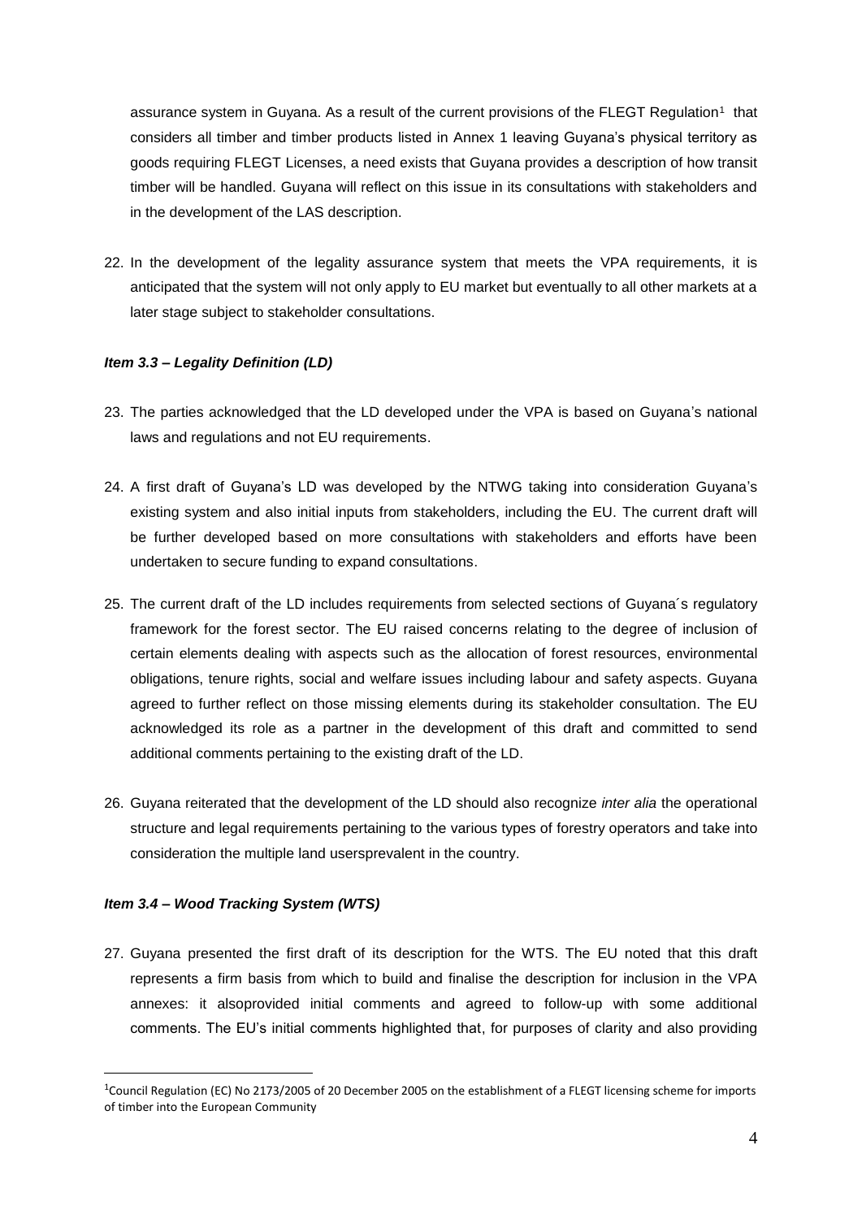assurance system in Guyana. As a result of the current provisions of the FLEGT Regulation[1] that considers all timber and timber products listed in Annex 1 leaving Guyana's physical territory as goods requiring FLEGT Licenses, a need exists that Guyana provides a description of how transit timber will be handled. Guyana will reflect on this issue in its consultations with stakeholders and in the development of the LAS description.

22. In the development of the legality assurance system that meets the VPA requirements, it is anticipated that the system will not only apply to EU market but eventually to all other markets at a later stage subject to stakeholder consultations.

***Item 3.3 – Legality Definition (LD)***

23. The parties acknowledged that the LD developed under the VPA is based on Guyana's national laws and regulations and not EU requirements.

24. A first draft of Guyana's LD was developed by the NTWG taking into consideration Guyana's existing system and also initial inputs from stakeholders, including the EU. The current draft will be further developed based on more consultations with stakeholders and efforts have been undertaken to secure funding to expand consultations.

25. The current draft of the LD includes requirements from selected sections of Guyana´s regulatory framework for the forest sector. The EU raised concerns relating to the degree of inclusion of certain elements dealing with aspects such as the allocation of forest resources, environmental obligations, tenure rights, social and welfare issues including labour and safety aspects. Guyana agreed to further reflect on those missing elements during its stakeholder consultation. The EU acknowledged its role as a partner in the development of this draft and committed to send additional comments pertaining to the existing draft of the LD.

26. Guyana reiterated that the development of the LD should also recognize *inter alia* the operational structure and legal requirements pertaining to the various types of forestry operators and take into consideration the multiple land usersprevalent in the country.

***Item 3.4 – Wood Tracking System (WTS)***

27. Guyana presented the first draft of its description for the WTS. The EU noted that this draft represents a firm basis from which to build and finalise the description for inclusion in the VPA annexes: it alsoprovided initial comments and agreed to follow-up with some additional comments. The EU's initial comments highlighted that, for purposes of clarity and also providing

[1] Council Regulation (EC) No 2173/2005 of 20 December 2005 on the establishment of a FLEGT licensing scheme for imports of timber into the European Community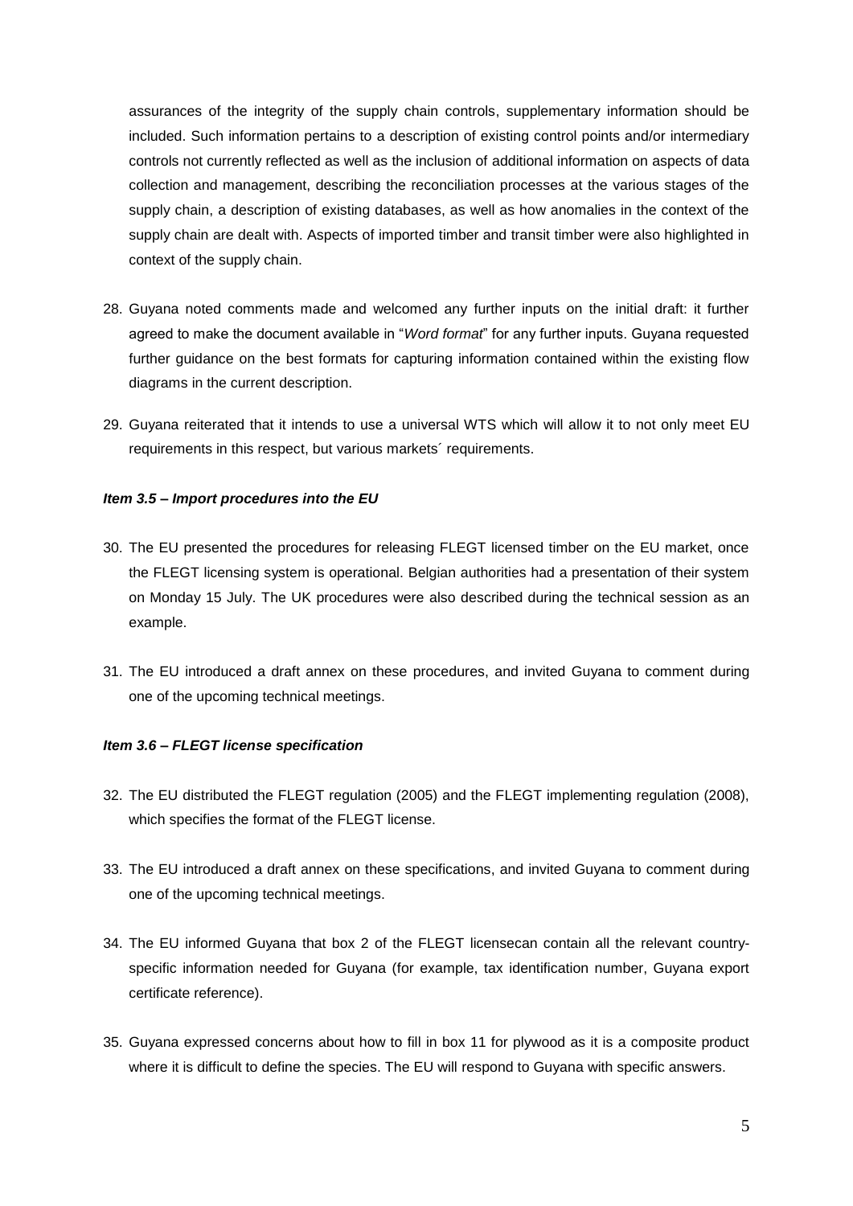assurances of the integrity of the supply chain controls, supplementary information should be included. Such information pertains to a description of existing control points and/or intermediary controls not currently reflected as well as the inclusion of additional information on aspects of data collection and management, describing the reconciliation processes at the various stages of the supply chain, a description of existing databases, as well as how anomalies in the context of the supply chain are dealt with. Aspects of imported timber and transit timber were also highlighted in context of the supply chain.

28. Guyana noted comments made and welcomed any further inputs on the initial draft: it further agreed to make the document available in "*Word format*" for any further inputs. Guyana requested further guidance on the best formats for capturing information contained within the existing flow diagrams in the current description.

29. Guyana reiterated that it intends to use a universal WTS which will allow it to not only meet EU requirements in this respect, but various markets´ requirements.

***Item 3.5 – Import procedures into the EU***

30. The EU presented the procedures for releasing FLEGT licensed timber on the EU market, once the FLEGT licensing system is operational. Belgian authorities had a presentation of their system on Monday 15 July. The UK procedures were also described during the technical session as an example.

31. The EU introduced a draft annex on these procedures, and invited Guyana to comment during one of the upcoming technical meetings.

***Item 3.6 – FLEGT license specification***

32. The EU distributed the FLEGT regulation (2005) and the FLEGT implementing regulation (2008), which specifies the format of the FLEGT license.

33. The EU introduced a draft annex on these specifications, and invited Guyana to comment during one of the upcoming technical meetings.

34. The EU informed Guyana that box 2 of the FLEGT licensecan contain all the relevant country-specific information needed for Guyana (for example, tax identification number, Guyana export certificate reference).

35. Guyana expressed concerns about how to fill in box 11 for plywood as it is a composite product where it is difficult to define the species. The EU will respond to Guyana with specific answers.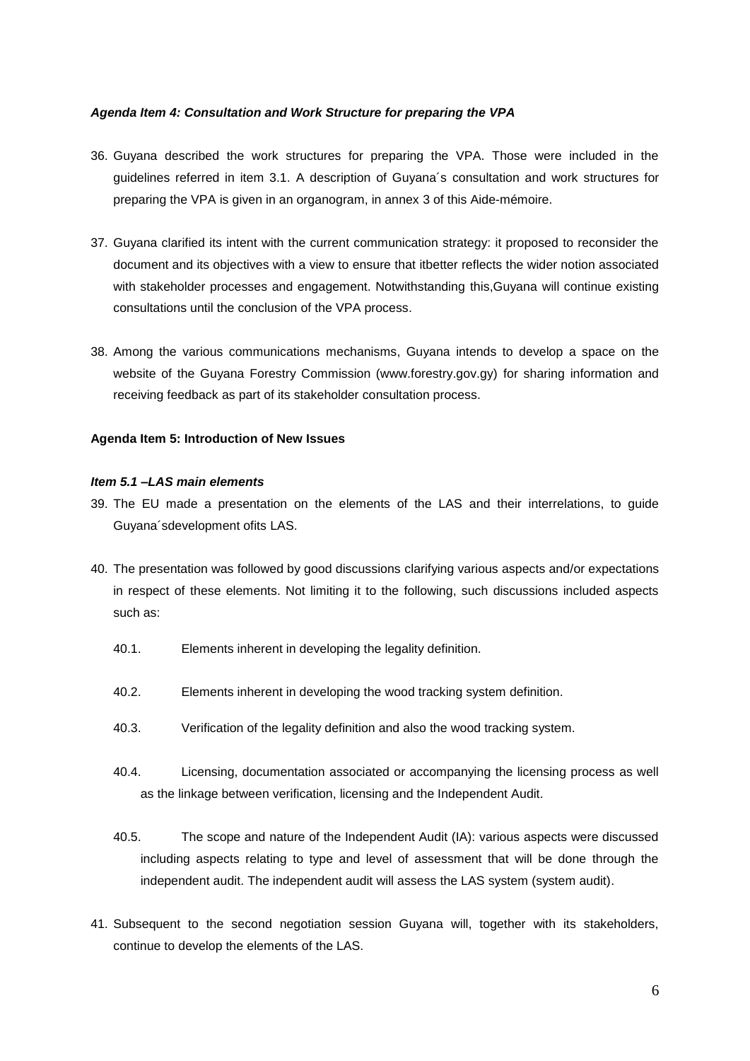***Agenda Item 4: Consultation and Work Structure for preparing the VPA***

36. Guyana described the work structures for preparing the VPA. Those were included in the guidelines referred in item 3.1. A description of Guyana´s consultation and work structures for preparing the VPA is given in an organogram, in annex 3 of this Aide-mémoire.

37. Guyana clarified its intent with the current communication strategy: it proposed to reconsider the document and its objectives with a view to ensure that itbetter reflects the wider notion associated with stakeholder processes and engagement. Notwithstanding this,Guyana will continue existing consultations until the conclusion of the VPA process.

38. Among the various communications mechanisms, Guyana intends to develop a space on the website of the Guyana Forestry Commission (www.forestry.gov.gy) for sharing information and receiving feedback as part of its stakeholder consultation process.

**Agenda Item 5: Introduction of New Issues**

***Item 5.1 –LAS main elements***

39. The EU made a presentation on the elements of the LAS and their interrelations, to guide Guyana´sdevelopment ofits LAS.

40. The presentation was followed by good discussions clarifying various aspects and/or expectations in respect of these elements. Not limiting it to the following, such discussions included aspects such as:

    40.1. Elements inherent in developing the legality definition.

    40.2. Elements inherent in developing the wood tracking system definition.

    40.3. Verification of the legality definition and also the wood tracking system.

    40.4. Licensing, documentation associated or accompanying the licensing process as well as the linkage between verification, licensing and the Independent Audit.

    40.5. The scope and nature of the Independent Audit (IA): various aspects were discussed including aspects relating to type and level of assessment that will be done through the independent audit. The independent audit will assess the LAS system (system audit).

41. Subsequent to the second negotiation session Guyana will, together with its stakeholders, continue to develop the elements of the LAS.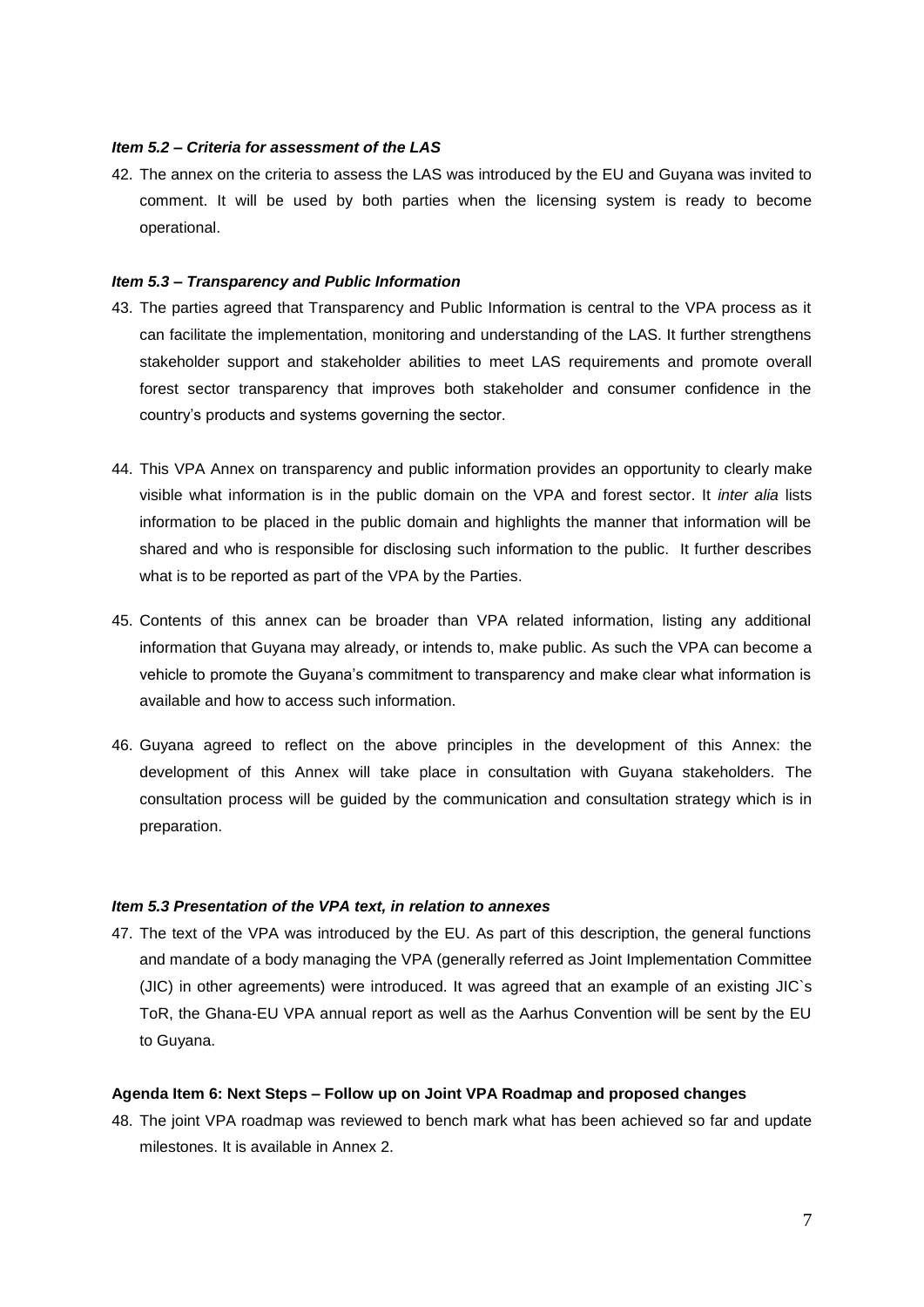***Item 5.2 – Criteria for assessment of the LAS***

42. The annex on the criteria to assess the LAS was introduced by the EU and Guyana was invited to comment. It will be used by both parties when the licensing system is ready to become operational.

***Item 5.3 – Transparency and Public Information***

43. The parties agreed that Transparency and Public Information is central to the VPA process as it can facilitate the implementation, monitoring and understanding of the LAS. It further strengthens stakeholder support and stakeholder abilities to meet LAS requirements and promote overall forest sector transparency that improves both stakeholder and consumer confidence in the country's products and systems governing the sector.

44. This VPA Annex on transparency and public information provides an opportunity to clearly make visible what information is in the public domain on the VPA and forest sector. It *inter alia* lists information to be placed in the public domain and highlights the manner that information will be shared and who is responsible for disclosing such information to the public. It further describes what is to be reported as part of the VPA by the Parties.

45. Contents of this annex can be broader than VPA related information, listing any additional information that Guyana may already, or intends to, make public. As such the VPA can become a vehicle to promote the Guyana's commitment to transparency and make clear what information is available and how to access such information.

46. Guyana agreed to reflect on the above principles in the development of this Annex: the development of this Annex will take place in consultation with Guyana stakeholders. The consultation process will be guided by the communication and consultation strategy which is in preparation.

***Item 5.3 Presentation of the VPA text, in relation to annexes***

47. The text of the VPA was introduced by the EU. As part of this description, the general functions and mandate of a body managing the VPA (generally referred as Joint Implementation Committee (JIC) in other agreements) were introduced. It was agreed that an example of an existing JIC`s ToR, the Ghana-EU VPA annual report as well as the Aarhus Convention will be sent by the EU to Guyana.

**Agenda Item 6: Next Steps – Follow up on Joint VPA Roadmap and proposed changes**

48. The joint VPA roadmap was reviewed to bench mark what has been achieved so far and update milestones. It is available in Annex 2.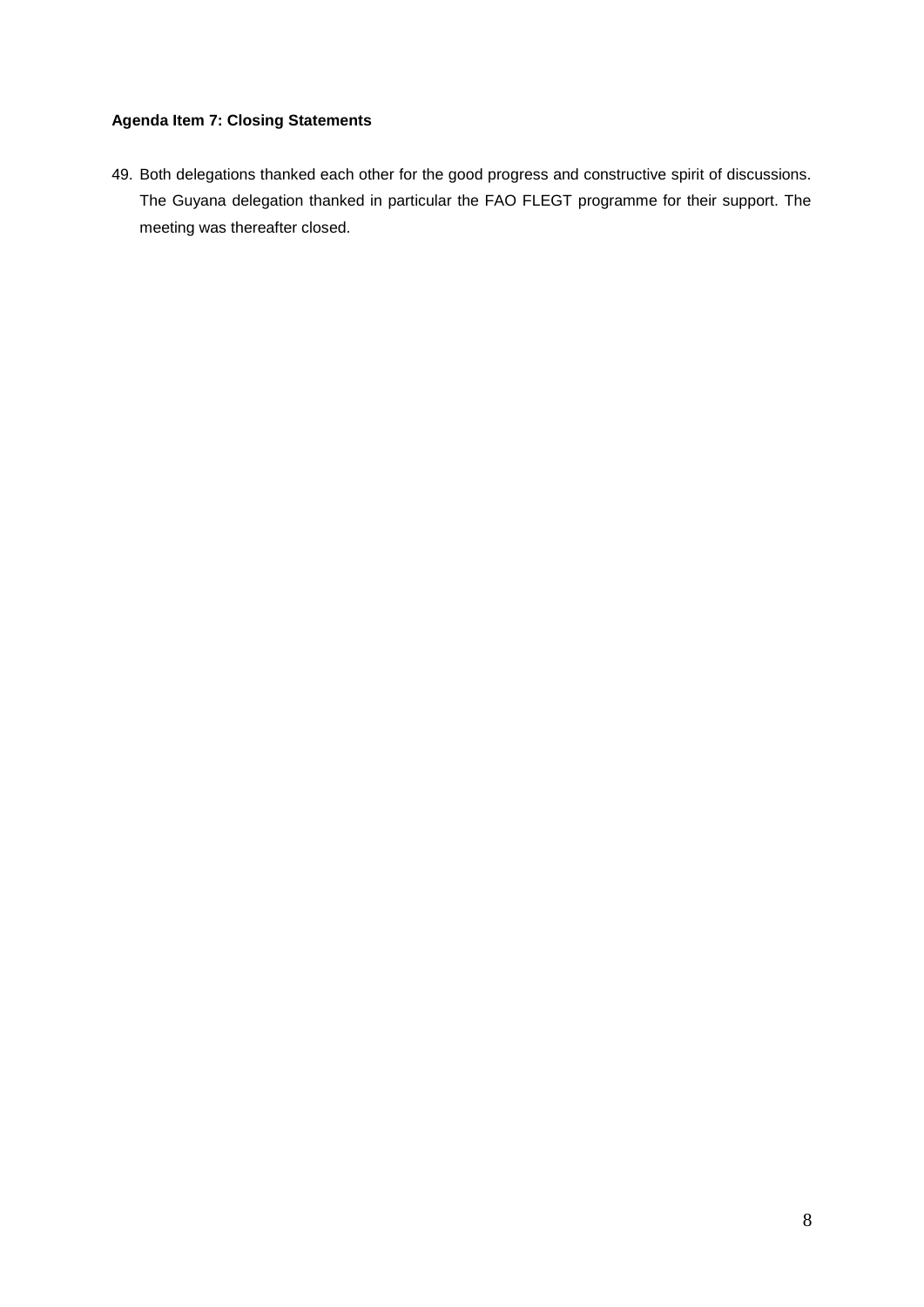**Agenda Item 7: Closing Statements**

49. Both delegations thanked each other for the good progress and constructive spirit of discussions. The Guyana delegation thanked in particular the FAO FLEGT programme for their support. The meeting was thereafter closed.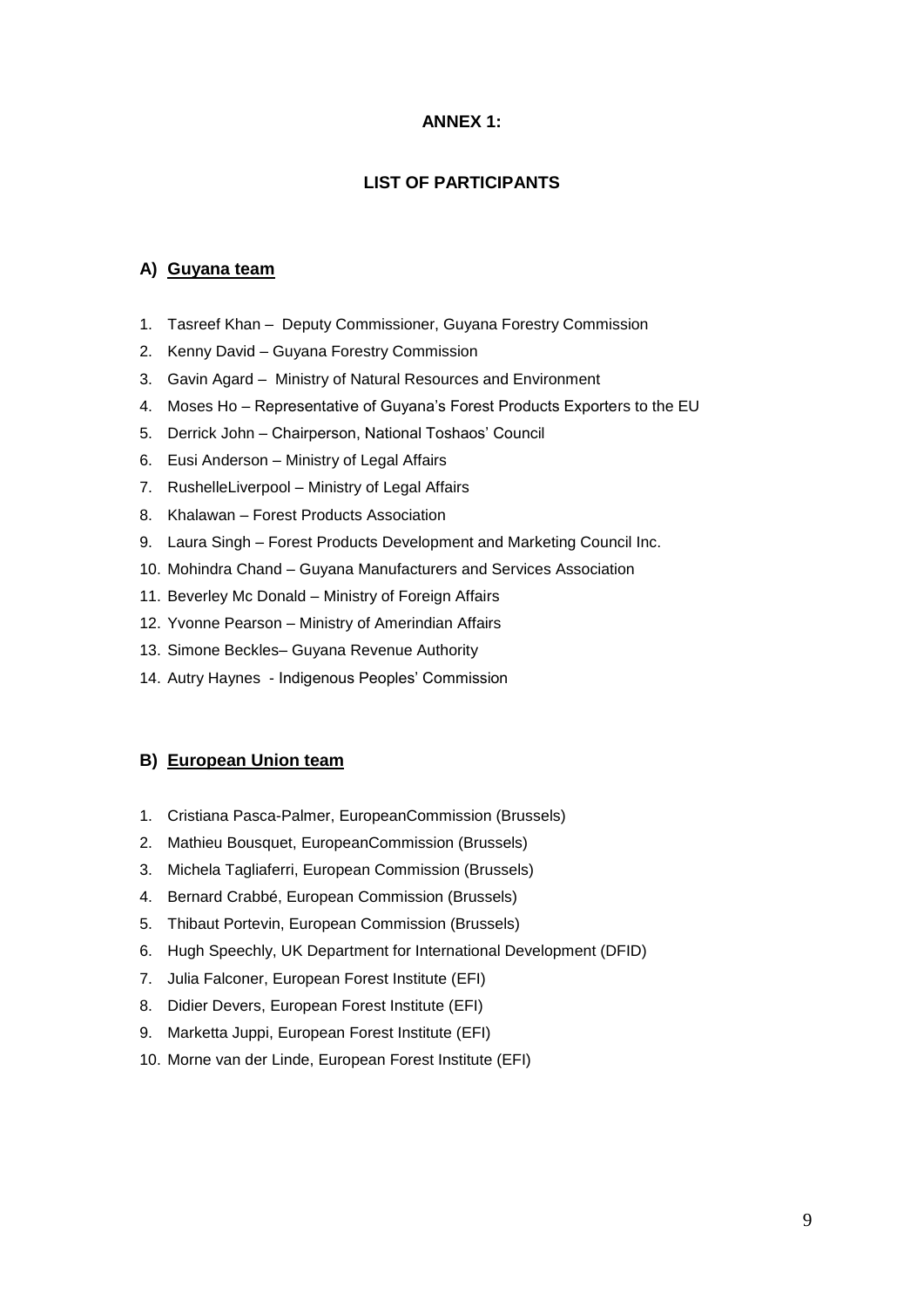**ANNEX 1:**

**LIST OF PARTICIPANTS**

## A) Guyana team

1. Tasreef Khan – Deputy Commissioner, Guyana Forestry Commission
2. Kenny David – Guyana Forestry Commission
3. Gavin Agard – Ministry of Natural Resources and Environment
4. Moses Ho – Representative of Guyana's Forest Products Exporters to the EU
5. Derrick John – Chairperson, National Toshaos' Council
6. Eusi Anderson – Ministry of Legal Affairs
7. RushelleLiverpool – Ministry of Legal Affairs
8. Khalawan – Forest Products Association
9. Laura Singh – Forest Products Development and Marketing Council Inc.
10. Mohindra Chand – Guyana Manufacturers and Services Association
11. Beverley Mc Donald – Ministry of Foreign Affairs
12. Yvonne Pearson – Ministry of Amerindian Affairs
13. Simone Beckles– Guyana Revenue Authority
14. Autry Haynes - Indigenous Peoples' Commission

## B) European Union team

1. Cristiana Pasca-Palmer, EuropeanCommission (Brussels)
2. Mathieu Bousquet, EuropeanCommission (Brussels)
3. Michela Tagliaferri, European Commission (Brussels)
4. Bernard Crabbé, European Commission (Brussels)
5. Thibaut Portevin, European Commission (Brussels)
6. Hugh Speechly, UK Department for International Development (DFID)
7. Julia Falconer, European Forest Institute (EFI)
8. Didier Devers, European Forest Institute (EFI)
9. Marketta Juppi, European Forest Institute (EFI)
10. Morne van der Linde, European Forest Institute (EFI)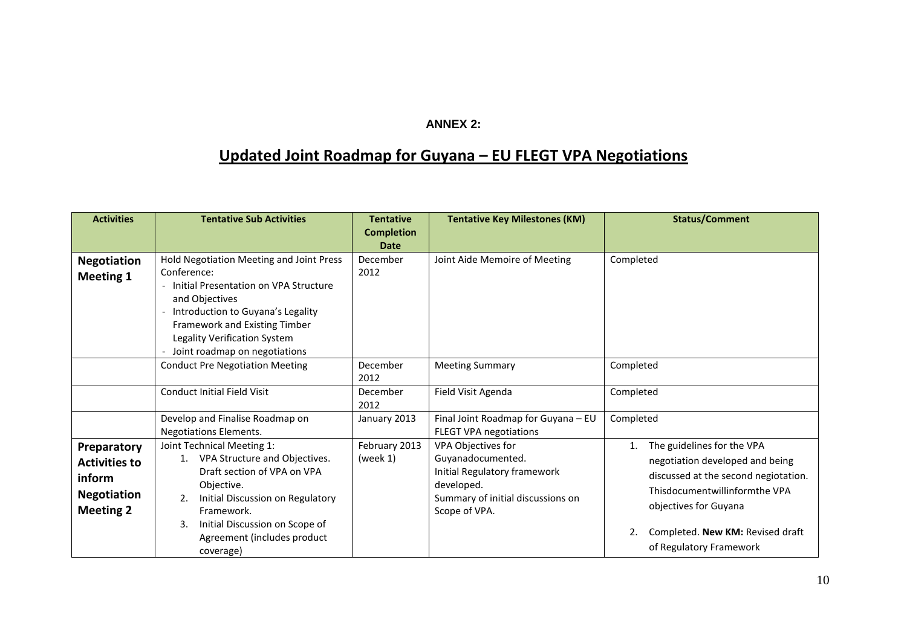**ANNEX 2:**

# Updated Joint Roadmap for Guyana – EU FLEGT VPA Negotiations

| Activities | Tentative Sub Activities | Tentative Completion Date | Tentative Key Milestones (KM) | Status/Comment |
|---|---|---|---|---|
| **Negotiation Meeting 1** | Hold Negotiation Meeting and Joint Press Conference:<br>- Initial Presentation on VPA Structure and Objectives<br>- Introduction to Guyana's Legality Framework and Existing Timber Legality Verification System<br>- Joint roadmap on negotiations | December 2012 | Joint Aide Memoire of Meeting | Completed |
| | Conduct Pre Negotiation Meeting | December 2012 | Meeting Summary | Completed |
| | Conduct Initial Field Visit | December 2012 | Field Visit Agenda | Completed |
| | Develop and Finalise Roadmap on Negotiations Elements. | January 2013 | Final Joint Roadmap for Guyana – EU FLEGT VPA negotiations | Completed |
| **Preparatory Activities to inform Negotiation Meeting 2** | Joint Technical Meeting 1:<br>1. VPA Structure and Objectives. Draft section of VPA on VPA Objective.<br>2. Initial Discussion on Regulatory Framework.<br>3. Initial Discussion on Scope of Agreement (includes product coverage) | February 2013 (week 1) | VPA Objectives for Guyanadocumented.<br>Initial Regulatory framework developed.<br>Summary of initial discussions on Scope of VPA. | 1. The guidelines for the VPA negotiation developed and being discussed at the second negiotation. Thisdocumentwillinformthe VPA objectives for Guyana<br>2. Completed. **New KM:** Revised draft of Regulatory Framework |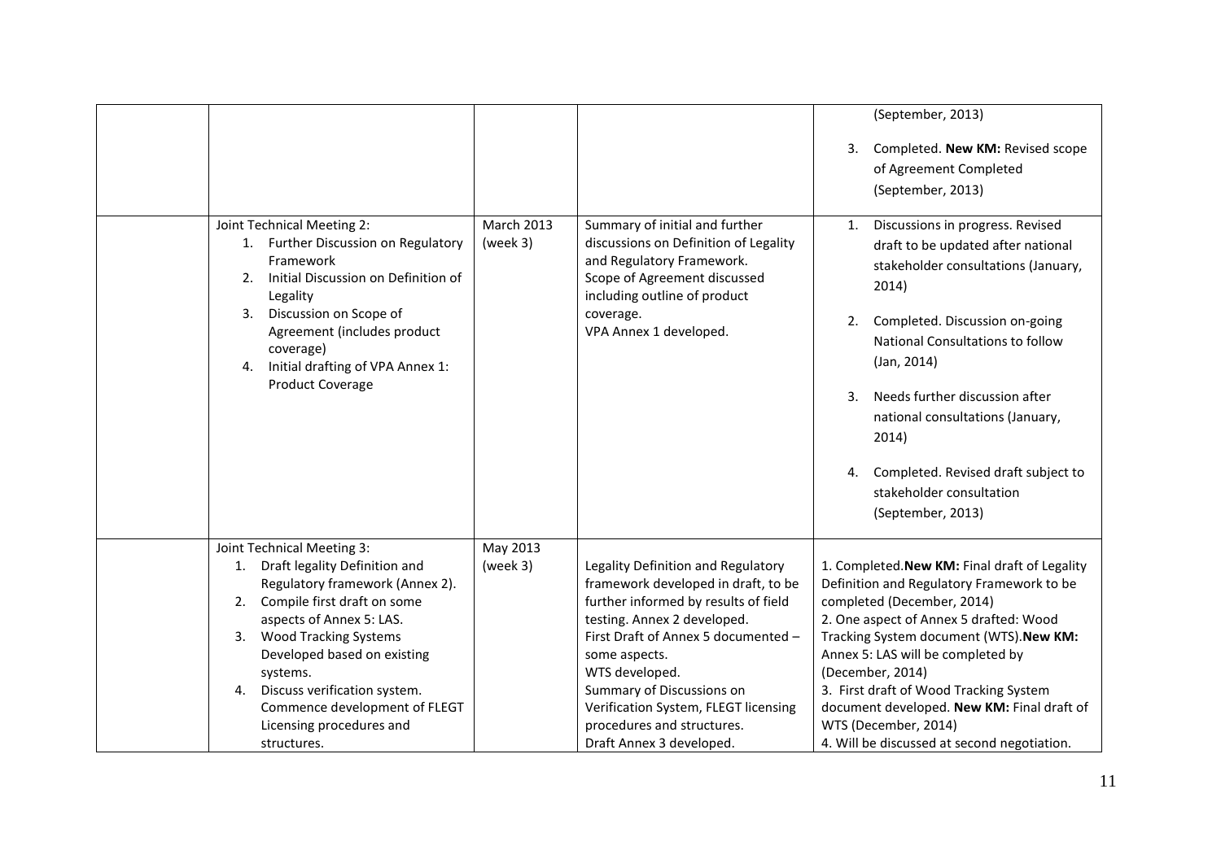| | | | | |
|---|---|---|---|---|
| | | | | (September, 2013)<br><br>3. Completed. **New KM:** Revised scope of Agreement Completed (September, 2013) |
| | Joint Technical Meeting 2:<br>1. Further Discussion on Regulatory Framework<br>2. Initial Discussion on Definition of Legality<br>3. Discussion on Scope of Agreement (includes product coverage)<br>4. Initial drafting of VPA Annex 1: Product Coverage | March 2013 (week 3) | Summary of initial and further discussions on Definition of Legality and Regulatory Framework.<br>Scope of Agreement discussed including outline of product coverage.<br>VPA Annex 1 developed. | 1. Discussions in progress. Revised draft to be updated after national stakeholder consultations (January, 2014)<br><br>2. Completed. Discussion on-going National Consultations to follow (Jan, 2014)<br><br>3. Needs further discussion after national consultations (January, 2014)<br><br>4. Completed. Revised draft subject to stakeholder consultation (September, 2013) |
| | Joint Technical Meeting 3:<br>1. Draft legality Definition and Regulatory framework (Annex 2).<br>2. Compile first draft on some aspects of Annex 5: LAS.<br>3. Wood Tracking Systems Developed based on existing systems.<br>4. Discuss verification system. Commence development of FLEGT Licensing procedures and structures. | May 2013 (week 3) | Legality Definition and Regulatory framework developed in draft, to be further informed by results of field testing. Annex 2 developed.<br>First Draft of Annex 5 documented – some aspects.<br>WTS developed.<br>Summary of Discussions on Verification System, FLEGT licensing procedures and structures.<br>Draft Annex 3 developed. | 1. Completed.**New KM:** Final draft of Legality Definition and Regulatory Framework to be completed (December, 2014)<br>2. One aspect of Annex 5 drafted: Wood Tracking System document (WTS).**New KM:** Annex 5: LAS will be completed by (December, 2014)<br>3. First draft of Wood Tracking System document developed. **New KM:** Final draft of WTS (December, 2014)<br>4. Will be discussed at second negotiation. |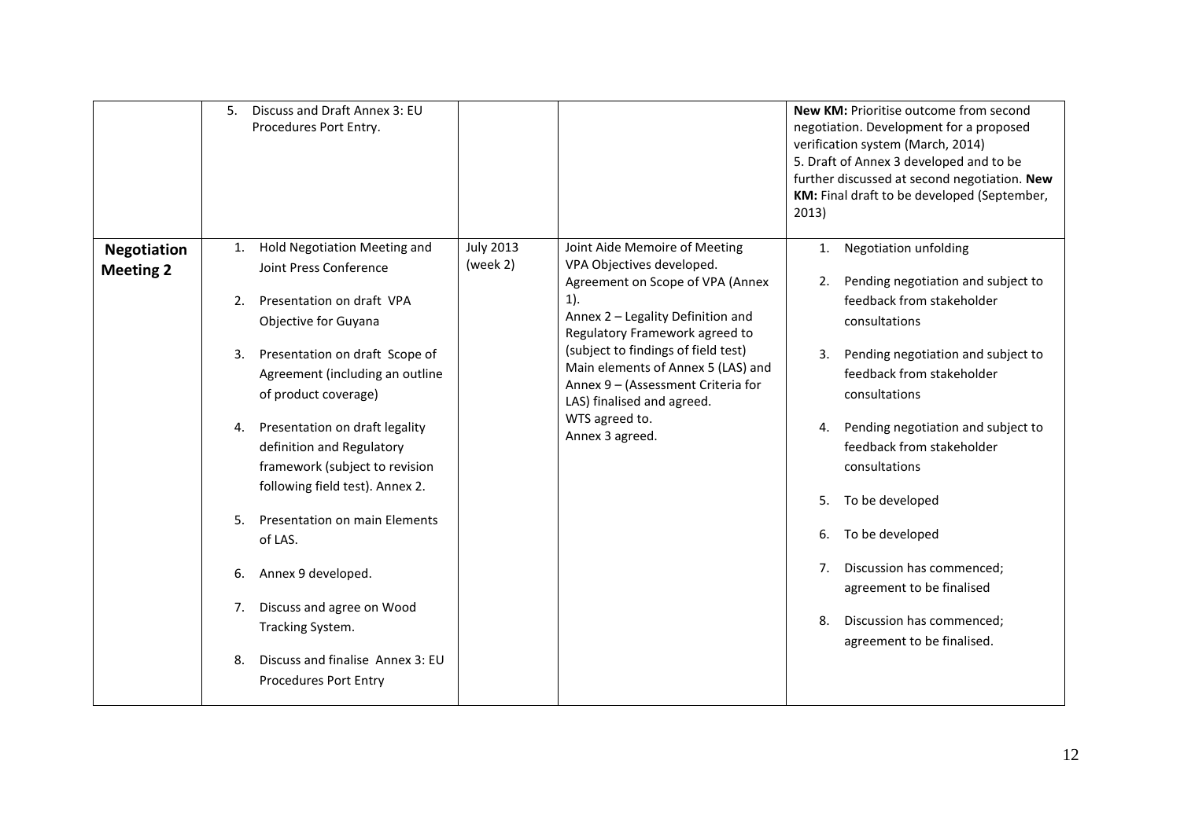|  |  |  |  |  |
|---|---|---|---|---|
|  | 5. Discuss and Draft Annex 3: EU Procedures Port Entry. |  |  | **New KM:** Prioritise outcome from second negotiation. Development for a proposed verification system (March, 2014)<br>5. Draft of Annex 3 developed and to be further discussed at second negotiation. **New KM:** Final draft to be developed (September, 2013) |
| **Negotiation Meeting 2** | 1. Hold Negotiation Meeting and Joint Press Conference<br><br>2. Presentation on draft VPA Objective for Guyana<br><br>3. Presentation on draft Scope of Agreement (including an outline of product coverage)<br><br>4. Presentation on draft legality definition and Regulatory framework (subject to revision following field test). Annex 2.<br><br>5. Presentation on main Elements of LAS.<br><br>6. Annex 9 developed.<br><br>7. Discuss and agree on Wood Tracking System.<br><br>8. Discuss and finalise Annex 3: EU Procedures Port Entry | July 2013 (week 2) | Joint Aide Memoire of Meeting<br>VPA Objectives developed.<br>Agreement on Scope of VPA (Annex 1).<br>Annex 2 – Legality Definition and Regulatory Framework agreed to (subject to findings of field test)<br>Main elements of Annex 5 (LAS) and Annex 9 – (Assessment Criteria for LAS) finalised and agreed.<br>WTS agreed to.<br>Annex 3 agreed. | 1. Negotiation unfolding<br><br>2. Pending negotiation and subject to feedback from stakeholder consultations<br><br>3. Pending negotiation and subject to feedback from stakeholder consultations<br><br>4. Pending negotiation and subject to feedback from stakeholder consultations<br><br>5. To be developed<br><br>6. To be developed<br><br>7. Discussion has commenced; agreement to be finalised<br><br>8. Discussion has commenced; agreement to be finalised. |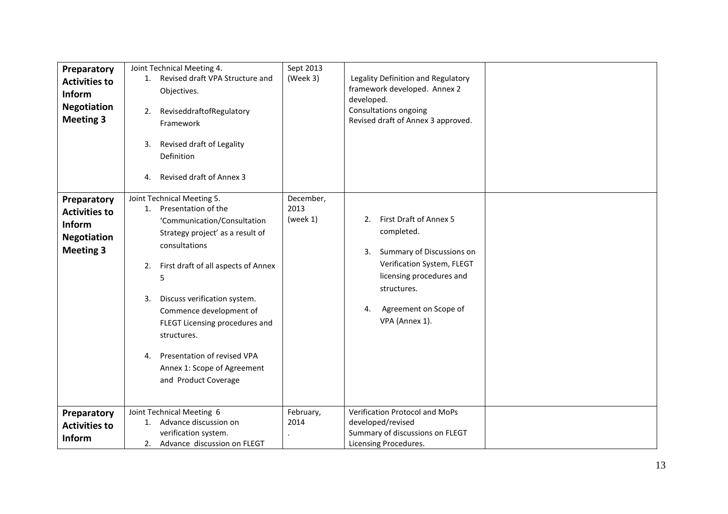| | | | | |
|---|---|---|---|---|
| **Preparatory Activities to Inform Negotiation Meeting 3** | Joint Technical Meeting 4.<br>1. Revised draft VPA Structure and Objectives.<br>2. ReviseddraftofRegulatory Framework<br>3. Revised draft of Legality Definition<br>4. Revised draft of Annex 3 | Sept 2013 (Week 3) | Legality Definition and Regulatory framework developed. Annex 2 developed.<br>Consultations ongoing<br>Revised draft of Annex 3 approved. | |
| **Preparatory Activities to Inform Negotiation Meeting 3** | Joint Technical Meeting 5.<br>1. Presentation of the 'Communication/Consultation Strategy project' as a result of consultations<br>2. First draft of all aspects of Annex 5<br>3. Discuss verification system. Commence development of FLEGT Licensing procedures and structures.<br>4. Presentation of revised VPA Annex 1: Scope of Agreement and Product Coverage | December, 2013 (week 1) | 2. First Draft of Annex 5 completed.<br>3. Summary of Discussions on Verification System, FLEGT licensing procedures and structures.<br>4. Agreement on Scope of VPA (Annex 1). | |
| **Preparatory Activities to Inform** | Joint Technical Meeting 6<br>1. Advance discussion on verification system.<br>2. Advance discussion on FLEGT | February, 2014<br>. | Verification Protocol and MoPs developed/revised<br>Summary of discussions on FLEGT Licensing Procedures. | |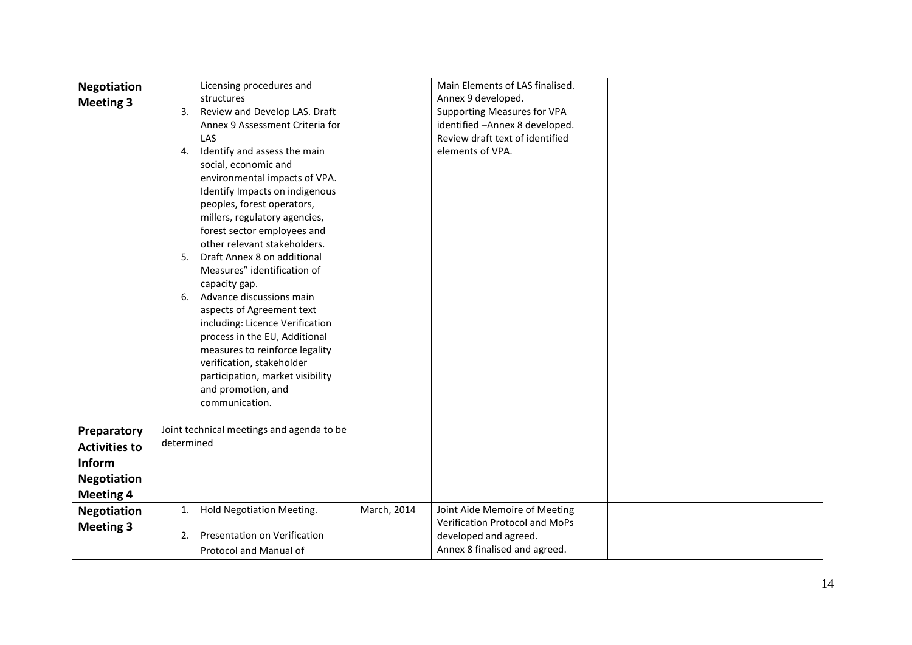| | | | | |
|---|---|---|---|---|
| **Negotiation Meeting 3** | Licensing procedures and structures<br>3. Review and Develop LAS. Draft Annex 9 Assessment Criteria for LAS<br>4. Identify and assess the main social, economic and environmental impacts of VPA. Identify Impacts on indigenous peoples, forest operators, millers, regulatory agencies, forest sector employees and other relevant stakeholders.<br>5. Draft Annex 8 on additional Measures" identification of capacity gap.<br>6. Advance discussions main aspects of Agreement text including: Licence Verification process in the EU, Additional measures to reinforce legality verification, stakeholder participation, market visibility and promotion, and communication. | | Main Elements of LAS finalised.<br>Annex 9 developed.<br>Supporting Measures for VPA identified –Annex 8 developed.<br>Review draft text of identified elements of VPA. | |
| **Preparatory Activities to Inform Negotiation Meeting 4** | Joint technical meetings and agenda to be determined | | | |
| **Negotiation Meeting 3** | 1. Hold Negotiation Meeting.<br>2. Presentation on Verification Protocol and Manual of | March, 2014 | Joint Aide Memoire of Meeting<br>Verification Protocol and MoPs developed and agreed.<br>Annex 8 finalised and agreed. | |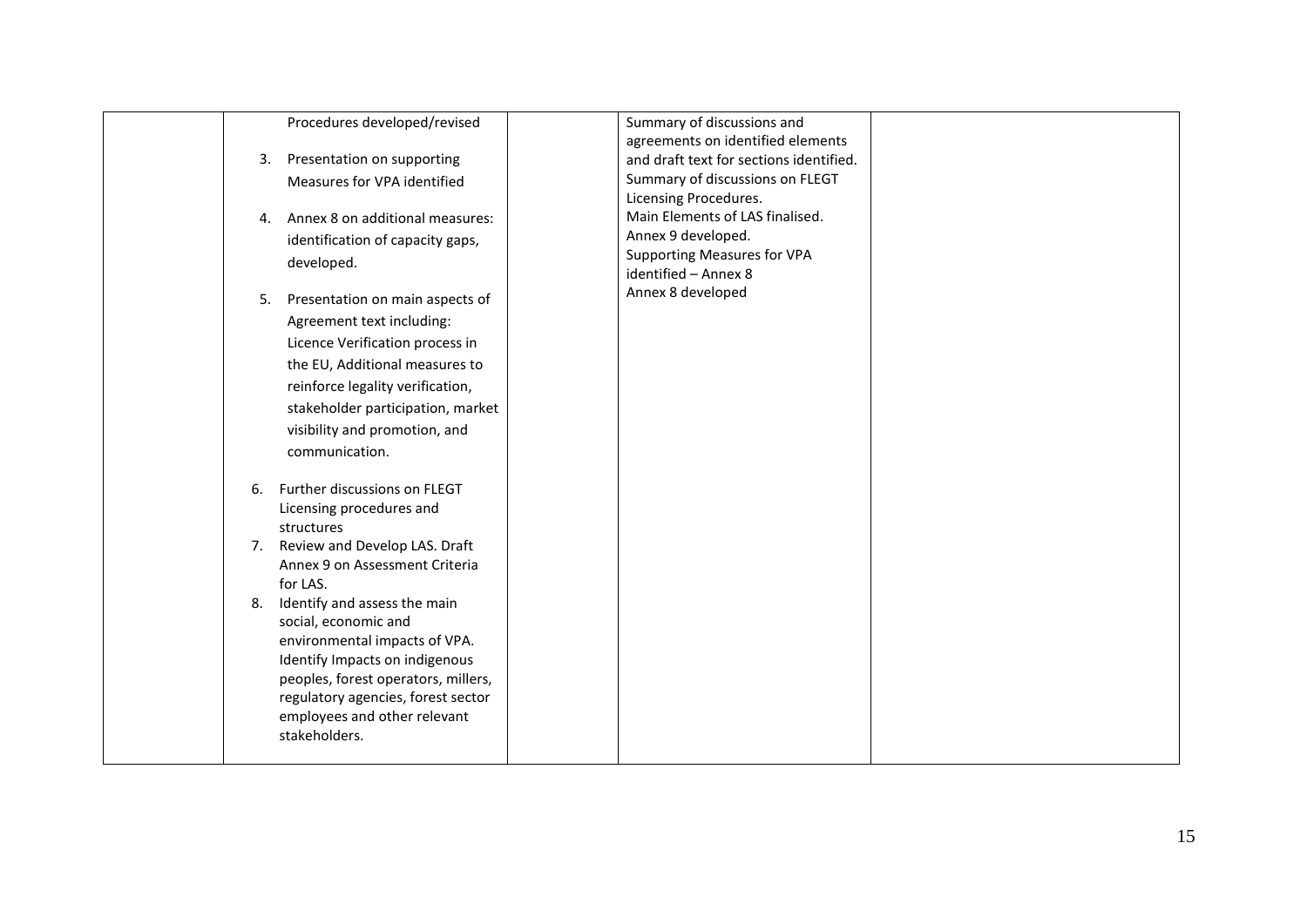|  | Procedures developed/revised<br><br>3. Presentation on supporting Measures for VPA identified<br><br>4. Annex 8 on additional measures: identification of capacity gaps, developed.<br><br>5. Presentation on main aspects of Agreement text including: Licence Verification process in the EU, Additional measures to reinforce legality verification, stakeholder participation, market visibility and promotion, and communication.<br><br>6. Further discussions on FLEGT Licensing procedures and structures<br>7. Review and Develop LAS. Draft Annex 9 on Assessment Criteria for LAS.<br>8. Identify and assess the main social, economic and environmental impacts of VPA. Identify Impacts on indigenous peoples, forest operators, millers, regulatory agencies, forest sector employees and other relevant stakeholders. |  | Summary of discussions and agreements on identified elements and draft text for sections identified.<br>Summary of discussions on FLEGT Licensing Procedures.<br>Main Elements of LAS finalised.<br>Annex 9 developed.<br>Supporting Measures for VPA identified – Annex 8<br>Annex 8 developed |  |
|---|---|---|---|---|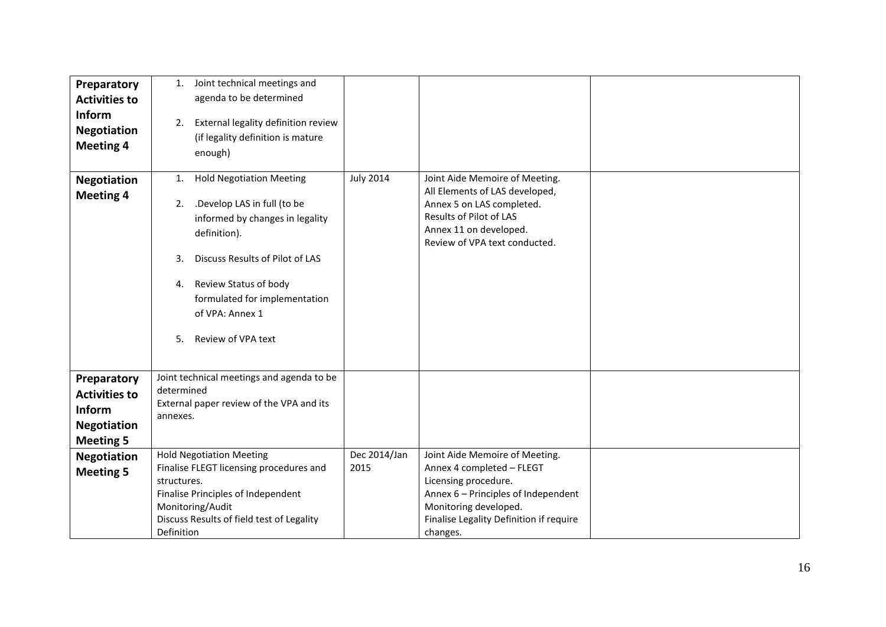| | | | | |
|---|---|---|---|---|
| **Preparatory Activities to Inform Negotiation Meeting 4** | 1. Joint technical meetings and agenda to be determined<br>2. External legality definition review (if legality definition is mature enough) | | | |
| **Negotiation Meeting 4** | 1. Hold Negotiation Meeting<br>2. .Develop LAS in full (to be informed by changes in legality definition).<br>3. Discuss Results of Pilot of LAS<br>4. Review Status of body formulated for implementation of VPA: Annex 1<br>5. Review of VPA text | July 2014 | Joint Aide Memoire of Meeting.<br>All Elements of LAS developed, Annex 5 on LAS completed.<br>Results of Pilot of LAS<br>Annex 11 on developed.<br>Review of VPA text conducted. | |
| **Preparatory Activities to Inform Negotiation Meeting 5** | Joint technical meetings and agenda to be determined<br>External paper review of the VPA and its annexes. | | | |
| **Negotiation Meeting 5** | Hold Negotiation Meeting<br>Finalise FLEGT licensing procedures and structures.<br>Finalise Principles of Independent Monitoring/Audit<br>Discuss Results of field test of Legality Definition | Dec 2014/Jan 2015 | Joint Aide Memoire of Meeting.<br>Annex 4 completed – FLEGT Licensing procedure.<br>Annex 6 – Principles of Independent Monitoring developed.<br>Finalise Legality Definition if require changes. | |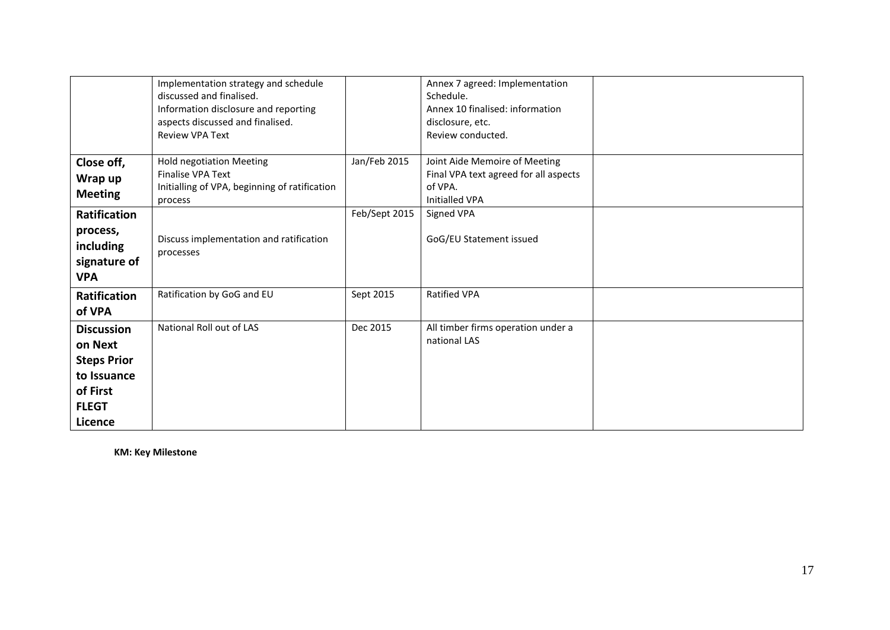| | | | | |
|---|---|---|---|---|
| | Implementation strategy and schedule discussed and finalised.<br>Information disclosure and reporting aspects discussed and finalised.<br>Review VPA Text | | Annex 7 agreed: Implementation Schedule.<br>Annex 10 finalised: information disclosure, etc.<br>Review conducted. | |
| **Close off, Wrap up Meeting** | Hold negotiation Meeting<br>Finalise VPA Text<br>Initialling of VPA, beginning of ratification process | Jan/Feb 2015 | Joint Aide Memoire of Meeting<br>Final VPA text agreed for all aspects of VPA.<br>Initialled VPA | |
| **Ratification process, including signature of VPA** | Discuss implementation and ratification processes | Feb/Sept 2015 | Signed VPA<br><br>GoG/EU Statement issued | |
| **Ratification of VPA** | Ratification by GoG and EU | Sept 2015 | Ratified VPA | |
| **Discussion on Next Steps Prior to Issuance of First FLEGT Licence** | National Roll out of LAS | Dec 2015 | All timber firms operation under a national LAS | |

**KM: Key Milestone**